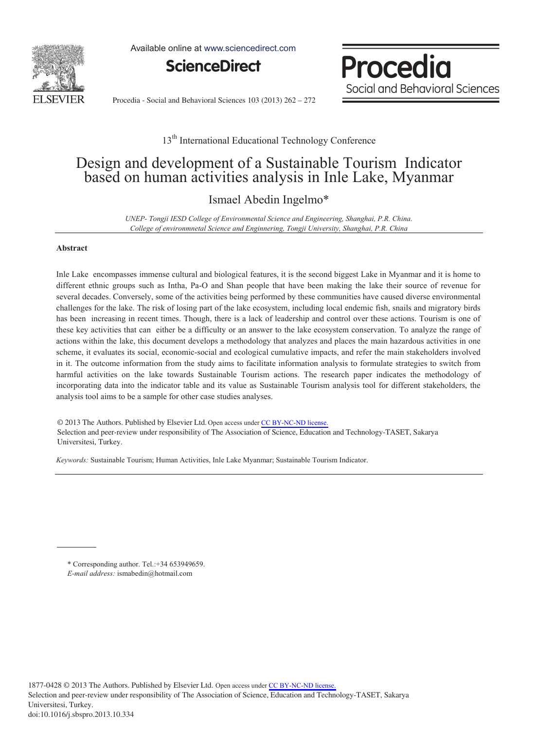13[th] International Educational Technology Conference

# Design and development of a Sustainable Tourism Indicator based on human activities analysis in Inle Lake, Myanmar

Ismael Abedin Ingelmo*

*UNEP- Tongji IESD College of Environmental Science and Engineering, Shanghai, P.R. China.*
*College of environmnetal Science and Enginnering, Tongji University, Shanghai, P.R. China*

### Abstract

Inle Lake encompasses immense cultural and biological features, it is the second biggest Lake in Myanmar and it is home to different ethnic groups such as Intha, Pa-O and Shan people that have been making the lake their source of revenue for several decades. Conversely, some of the activities being performed by these communities have caused diverse environmental challenges for the lake. The risk of losing part of the lake ecosystem, including local endemic fish, snails and migratory birds has been increasing in recent times. Though, there is a lack of leadership and control over these actions. Tourism is one of these key activities that can either be a difficulty or an answer to the lake ecosystem conservation. To analyze the range of actions within the lake, this document develops a methodology that analyzes and places the main hazardous activities in one scheme, it evaluates its social, economic-social and ecological cumulative impacts, and refer the main stakeholders involved in it. The outcome information from the study aims to facilitate information analysis to formulate strategies to switch from harmful activities on the lake towards Sustainable Tourism actions. The research paper indicates the methodology of incorporating data into the indicator table and its value as Sustainable Tourism analysis tool for different stakeholders, the analysis tool aims to be a sample for other case studies analyses.

© 2013 The Authors. Published by Elsevier Ltd. Open access under CC BY-NC-ND license.
Selection and peer-review under responsibility of The Association of Science, Education and Technology-TASET, Sakarya Universitesi, Turkey.

*Keywords:* Sustainable Tourism; Human Activities, Inle Lake Myanmar; Sustainable Tourism Indicator.

* Corresponding author. Tel.:+34 653949659.
*E-mail address:* ismabedin@hotmail.com

1877-0428 © 2013 The Authors. Published by Elsevier Ltd. Open access under CC BY-NC-ND license.
Selection and peer-review under responsibility of The Association of Science, Education and Technology-TASET, Sakarya Universitesi, Turkey.
doi:10.1016/j.sbspro.2013.10.334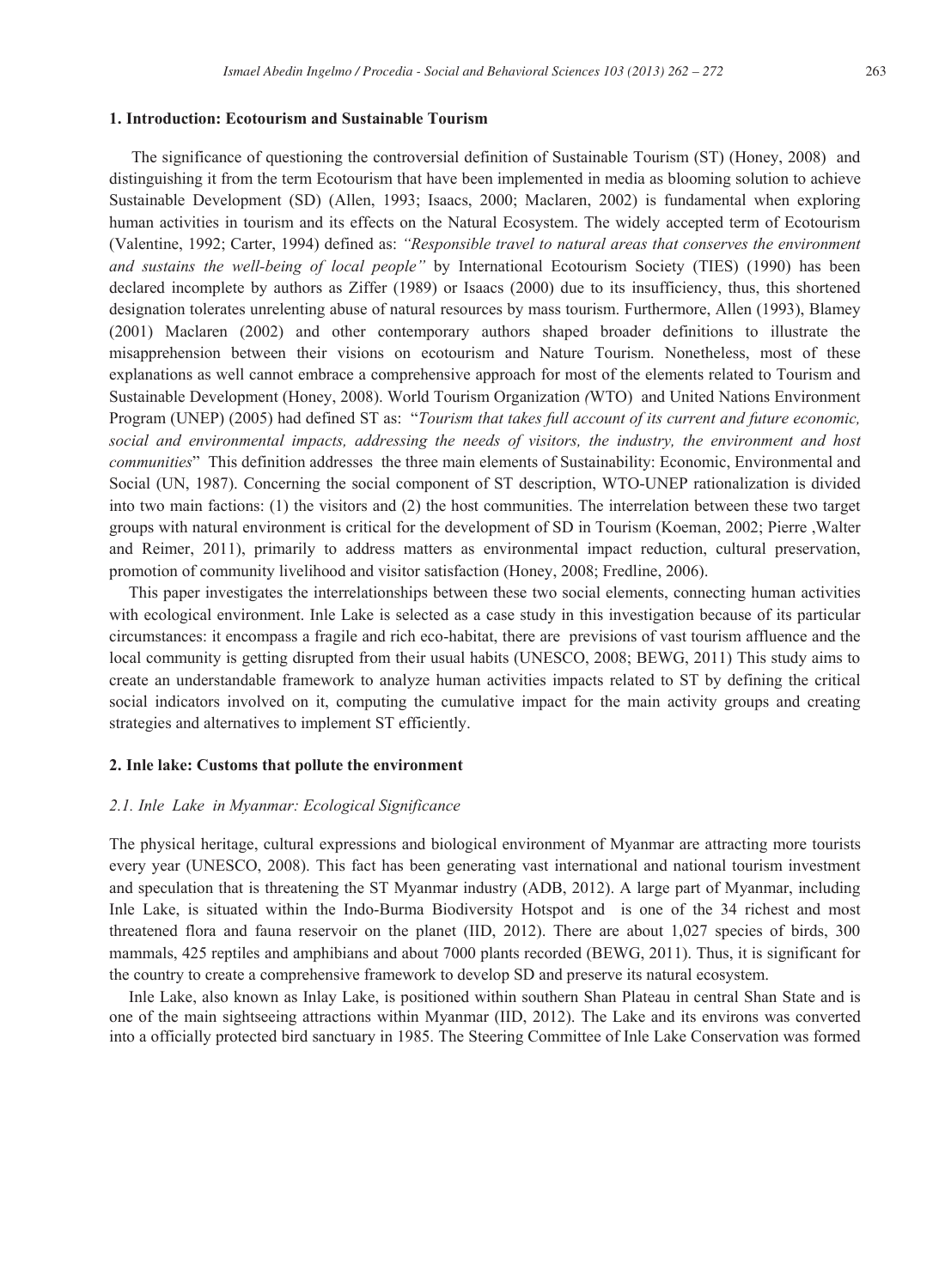## 1. Introduction: Ecotourism and Sustainable Tourism

The significance of questioning the controversial definition of Sustainable Tourism (ST) (Honey, 2008) and distinguishing it from the term Ecotourism that have been implemented in media as blooming solution to achieve Sustainable Development (SD) (Allen, 1993; Isaacs, 2000; Maclaren, 2002) is fundamental when exploring human activities in tourism and its effects on the Natural Ecosystem. The widely accepted term of Ecotourism (Valentine, 1992; Carter, 1994) defined as: *"Responsible travel to natural areas that conserves the environment and sustains the well-being of local people"* by International Ecotourism Society (TIES) (1990) has been declared incomplete by authors as Ziffer (1989) or Isaacs (2000) due to its insufficiency, thus, this shortened designation tolerates unrelenting abuse of natural resources by mass tourism. Furthermore, Allen (1993), Blamey (2001) Maclaren (2002) and other contemporary authors shaped broader definitions to illustrate the misapprehension between their visions on ecotourism and Nature Tourism. Nonetheless, most of these explanations as well cannot embrace a comprehensive approach for most of the elements related to Tourism and Sustainable Development (Honey, 2008). World Tourism Organization *(*WTO) and United Nations Environment Program (UNEP) (2005) had defined ST as: "*Tourism that takes full account of its current and future economic, social and environmental impacts, addressing the needs of visitors, the industry, the environment and host communities*" This definition addresses the three main elements of Sustainability: Economic, Environmental and Social (UN, 1987). Concerning the social component of ST description, WTO-UNEP rationalization is divided into two main factions: (1) the visitors and (2) the host communities. The interrelation between these two target groups with natural environment is critical for the development of SD in Tourism (Koeman, 2002; Pierre ,Walter and Reimer, 2011), primarily to address matters as environmental impact reduction, cultural preservation, promotion of community livelihood and visitor satisfaction (Honey, 2008; Fredline, 2006).

This paper investigates the interrelationships between these two social elements, connecting human activities with ecological environment. Inle Lake is selected as a case study in this investigation because of its particular circumstances: it encompass a fragile and rich eco-habitat, there are previsions of vast tourism affluence and the local community is getting disrupted from their usual habits (UNESCO, 2008; BEWG, 2011) This study aims to create an understandable framework to analyze human activities impacts related to ST by defining the critical social indicators involved on it, computing the cumulative impact for the main activity groups and creating strategies and alternatives to implement ST efficiently.

## 2. Inle lake: Customs that pollute the environment

### *2.1. Inle Lake in Myanmar: Ecological Significance*

The physical heritage, cultural expressions and biological environment of Myanmar are attracting more tourists every year (UNESCO, 2008). This fact has been generating vast international and national tourism investment and speculation that is threatening the ST Myanmar industry (ADB, 2012). A large part of Myanmar, including Inle Lake, is situated within the Indo-Burma Biodiversity Hotspot and is one of the 34 richest and most threatened flora and fauna reservoir on the planet (IID, 2012). There are about 1,027 species of birds, 300 mammals, 425 reptiles and amphibians and about 7000 plants recorded (BEWG, 2011). Thus, it is significant for the country to create a comprehensive framework to develop SD and preserve its natural ecosystem.

Inle Lake, also known as Inlay Lake, is positioned within southern Shan Plateau in central Shan State and is one of the main sightseeing attractions within Myanmar (IID, 2012). The Lake and its environs was converted into a officially protected bird sanctuary in 1985. The Steering Committee of Inle Lake Conservation was formed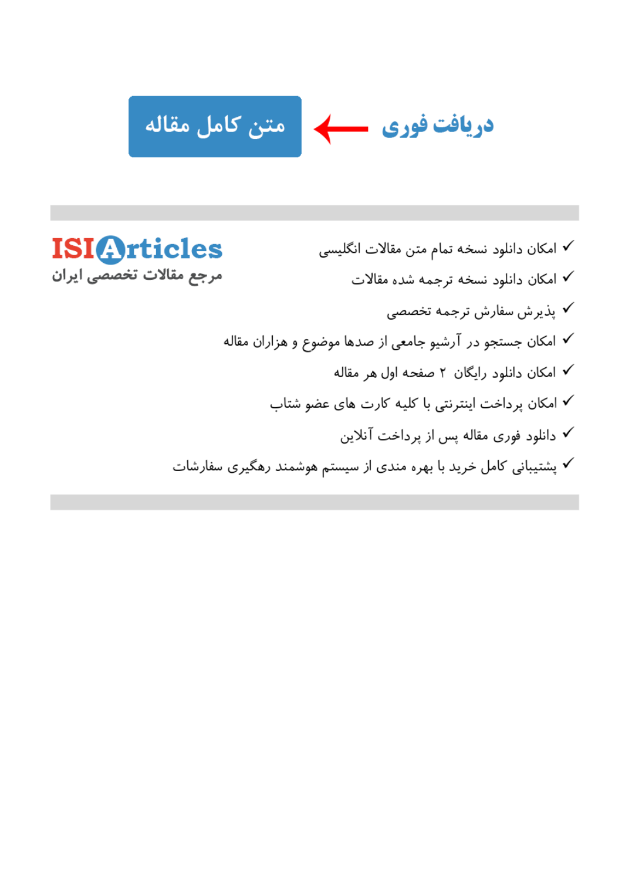دریافت فوری ← متن کامل مقاله

**ISIArticles**
مرجع مقالات تخصصی ایران

- ✓ امکان دانلود نسخه تمام متن مقالات انگلیسی
- ✓ امکان دانلود نسخه ترجمه شده مقالات
- ✓ پذیرش سفارش ترجمه تخصصی
- ✓ امکان جستجو در آرشیو جامعی از صدها موضوع و هزاران مقاله
- ✓ امکان دانلود رایگان ۲ صفحه اول هر مقاله
- ✓ امکان پرداخت اینترنتی با کلیه کارت های عضو شتاب
- ✓ دانلود فوری مقاله پس از پرداخت آنلاین
- ✓ پشتیبانی کامل خرید با بهره مندی از سیستم هوشمند رهگیری سفارشات